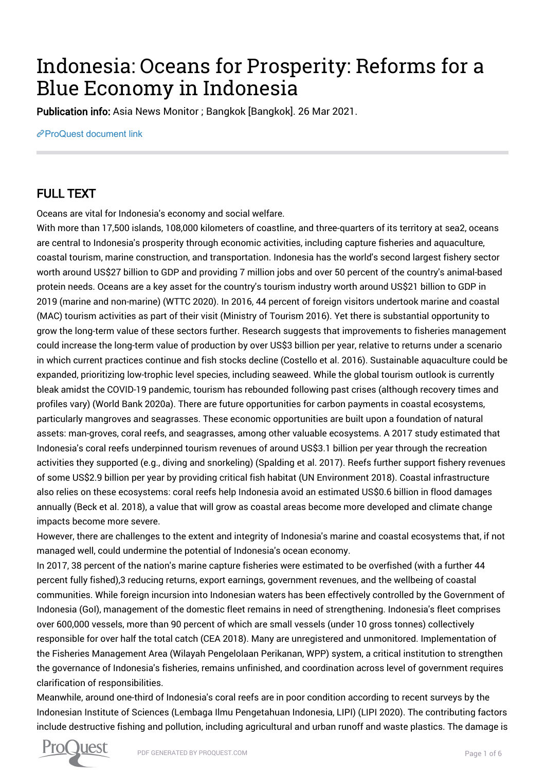# Indonesia: Oceans for Prosperity: Reforms for a Blue Economy in Indonesia

**Publication info:** Asia News Monitor ; Bangkok [Bangkok]. 26 Mar 2021.

ProQuest document link

## FULL TEXT

Oceans are vital for Indonesia's economy and social welfare.

With more than 17,500 islands, 108,000 kilometers of coastline, and three-quarters of its territory at sea2, oceans are central to Indonesia's prosperity through economic activities, including capture fisheries and aquaculture, coastal tourism, marine construction, and transportation. Indonesia has the world's second largest fishery sector worth around US$27 billion to GDP and providing 7 million jobs and over 50 percent of the country's animal-based protein needs. Oceans are a key asset for the country's tourism industry worth around US$21 billion to GDP in 2019 (marine and non-marine) (WTTC 2020). In 2016, 44 percent of foreign visitors undertook marine and coastal (MAC) tourism activities as part of their visit (Ministry of Tourism 2016). Yet there is substantial opportunity to grow the long-term value of these sectors further. Research suggests that improvements to fisheries management could increase the long-term value of production by over US$3 billion per year, relative to returns under a scenario in which current practices continue and fish stocks decline (Costello et al. 2016). Sustainable aquaculture could be expanded, prioritizing low-trophic level species, including seaweed. While the global tourism outlook is currently bleak amidst the COVID-19 pandemic, tourism has rebounded following past crises (although recovery times and profiles vary) (World Bank 2020a). There are future opportunities for carbon payments in coastal ecosystems, particularly mangroves and seagrasses. These economic opportunities are built upon a foundation of natural assets: man-groves, coral reefs, and seagrasses, among other valuable ecosystems. A 2017 study estimated that Indonesia's coral reefs underpinned tourism revenues of around US$3.1 billion per year through the recreation activities they supported (e.g., diving and snorkeling) (Spalding et al. 2017). Reefs further support fishery revenues of some US$2.9 billion per year by providing critical fish habitat (UN Environment 2018). Coastal infrastructure also relies on these ecosystems: coral reefs help Indonesia avoid an estimated US$0.6 billion in flood damages annually (Beck et al. 2018), a value that will grow as coastal areas become more developed and climate change impacts become more severe.

However, there are challenges to the extent and integrity of Indonesia's marine and coastal ecosystems that, if not managed well, could undermine the potential of Indonesia's ocean economy.

In 2017, 38 percent of the nation's marine capture fisheries were estimated to be overfished (with a further 44 percent fully fished),3 reducing returns, export earnings, government revenues, and the wellbeing of coastal communities. While foreign incursion into Indonesian waters has been effectively controlled by the Government of Indonesia (GoI), management of the domestic fleet remains in need of strengthening. Indonesia's fleet comprises over 600,000 vessels, more than 90 percent of which are small vessels (under 10 gross tonnes) collectively responsible for over half the total catch (CEA 2018). Many are unregistered and unmonitored. Implementation of the Fisheries Management Area (Wilayah Pengelolaan Perikanan, WPP) system, a critical institution to strengthen the governance of Indonesia's fisheries, remains unfinished, and coordination across level of government requires clarification of responsibilities.

Meanwhile, around one-third of Indonesia's coral reefs are in poor condition according to recent surveys by the Indonesian Institute of Sciences (Lembaga Ilmu Pengetahuan Indonesia, LIPI) (LIPI 2020). The contributing factors include destructive fishing and pollution, including agricultural and urban runoff and waste plastics. The damage is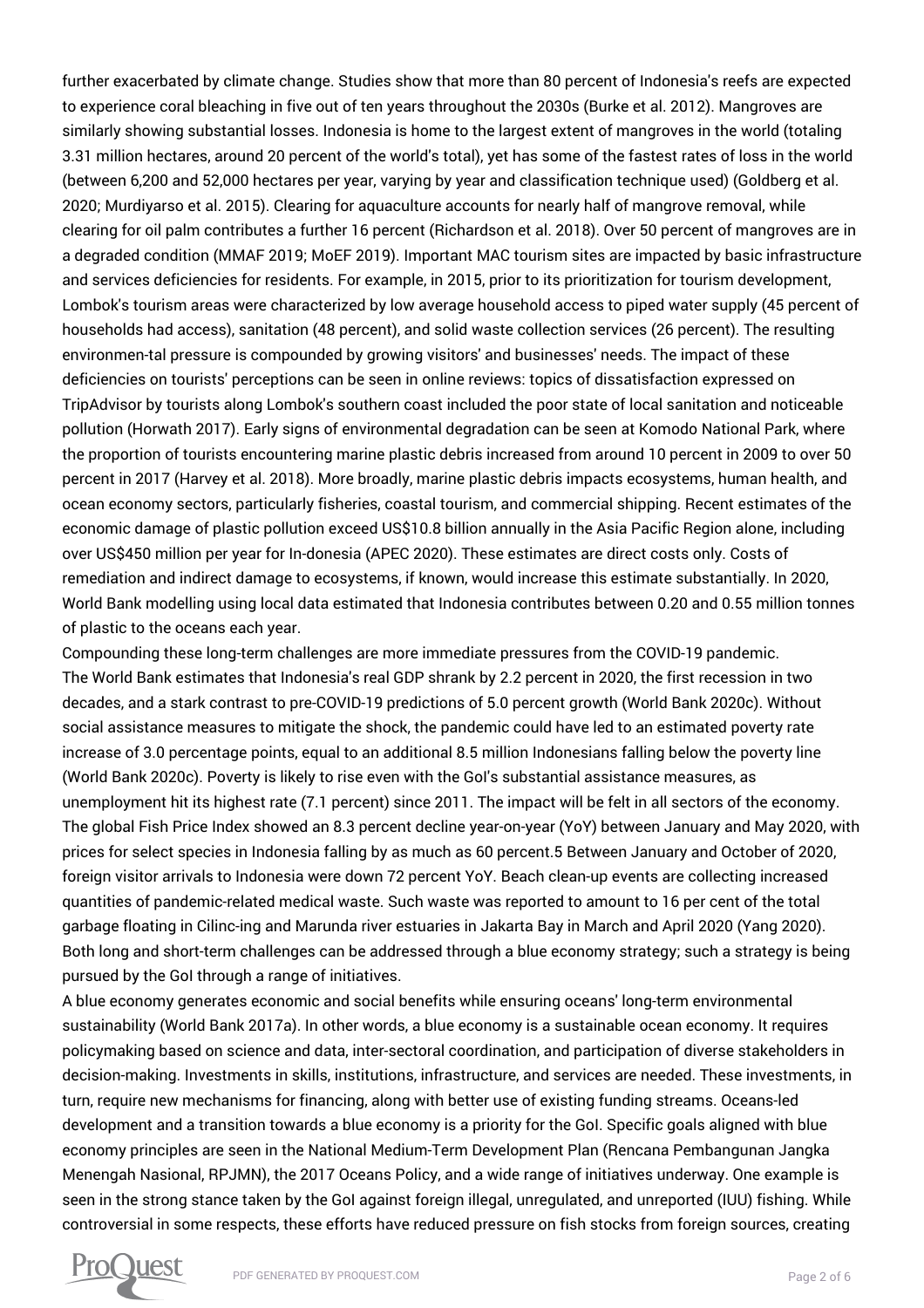further exacerbated by climate change. Studies show that more than 80 percent of Indonesia's reefs are expected to experience coral bleaching in five out of ten years throughout the 2030s (Burke et al. 2012). Mangroves are similarly showing substantial losses. Indonesia is home to the largest extent of mangroves in the world (totaling 3.31 million hectares, around 20 percent of the world's total), yet has some of the fastest rates of loss in the world (between 6,200 and 52,000 hectares per year, varying by year and classification technique used) (Goldberg et al. 2020; Murdiyarso et al. 2015). Clearing for aquaculture accounts for nearly half of mangrove removal, while clearing for oil palm contributes a further 16 percent (Richardson et al. 2018). Over 50 percent of mangroves are in a degraded condition (MMAF 2019; MoEF 2019). Important MAC tourism sites are impacted by basic infrastructure and services deficiencies for residents. For example, in 2015, prior to its prioritization for tourism development, Lombok's tourism areas were characterized by low average household access to piped water supply (45 percent of households had access), sanitation (48 percent), and solid waste collection services (26 percent). The resulting environmen-tal pressure is compounded by growing visitors' and businesses' needs. The impact of these deficiencies on tourists' perceptions can be seen in online reviews: topics of dissatisfaction expressed on TripAdvisor by tourists along Lombok's southern coast included the poor state of local sanitation and noticeable pollution (Horwath 2017). Early signs of environmental degradation can be seen at Komodo National Park, where the proportion of tourists encountering marine plastic debris increased from around 10 percent in 2009 to over 50 percent in 2017 (Harvey et al. 2018). More broadly, marine plastic debris impacts ecosystems, human health, and ocean economy sectors, particularly fisheries, coastal tourism, and commercial shipping. Recent estimates of the economic damage of plastic pollution exceed US$10.8 billion annually in the Asia Pacific Region alone, including over US$450 million per year for In-donesia (APEC 2020). These estimates are direct costs only. Costs of remediation and indirect damage to ecosystems, if known, would increase this estimate substantially. In 2020, World Bank modelling using local data estimated that Indonesia contributes between 0.20 and 0.55 million tonnes of plastic to the oceans each year.

Compounding these long-term challenges are more immediate pressures from the COVID-19 pandemic. The World Bank estimates that Indonesia's real GDP shrank by 2.2 percent in 2020, the first recession in two decades, and a stark contrast to pre-COVID-19 predictions of 5.0 percent growth (World Bank 2020c). Without social assistance measures to mitigate the shock, the pandemic could have led to an estimated poverty rate increase of 3.0 percentage points, equal to an additional 8.5 million Indonesians falling below the poverty line (World Bank 2020c). Poverty is likely to rise even with the GoI's substantial assistance measures, as unemployment hit its highest rate (7.1 percent) since 2011. The impact will be felt in all sectors of the economy. The global Fish Price Index showed an 8.3 percent decline year-on-year (YoY) between January and May 2020, with prices for select species in Indonesia falling by as much as 60 percent.5 Between January and October of 2020, foreign visitor arrivals to Indonesia were down 72 percent YoY. Beach clean-up events are collecting increased quantities of pandemic-related medical waste. Such waste was reported to amount to 16 per cent of the total garbage floating in Cilinc-ing and Marunda river estuaries in Jakarta Bay in March and April 2020 (Yang 2020). Both long and short-term challenges can be addressed through a blue economy strategy; such a strategy is being pursued by the GoI through a range of initiatives.

A blue economy generates economic and social benefits while ensuring oceans' long-term environmental sustainability (World Bank 2017a). In other words, a blue economy is a sustainable ocean economy. It requires policymaking based on science and data, inter-sectoral coordination, and participation of diverse stakeholders in decision-making. Investments in skills, institutions, infrastructure, and services are needed. These investments, in turn, require new mechanisms for financing, along with better use of existing funding streams. Oceans-led development and a transition towards a blue economy is a priority for the GoI. Specific goals aligned with blue economy principles are seen in the National Medium-Term Development Plan (Rencana Pembangunan Jangka Menengah Nasional, RPJMN), the 2017 Oceans Policy, and a wide range of initiatives underway. One example is seen in the strong stance taken by the GoI against foreign illegal, unregulated, and unreported (IUU) fishing. While controversial in some respects, these efforts have reduced pressure on fish stocks from foreign sources, creating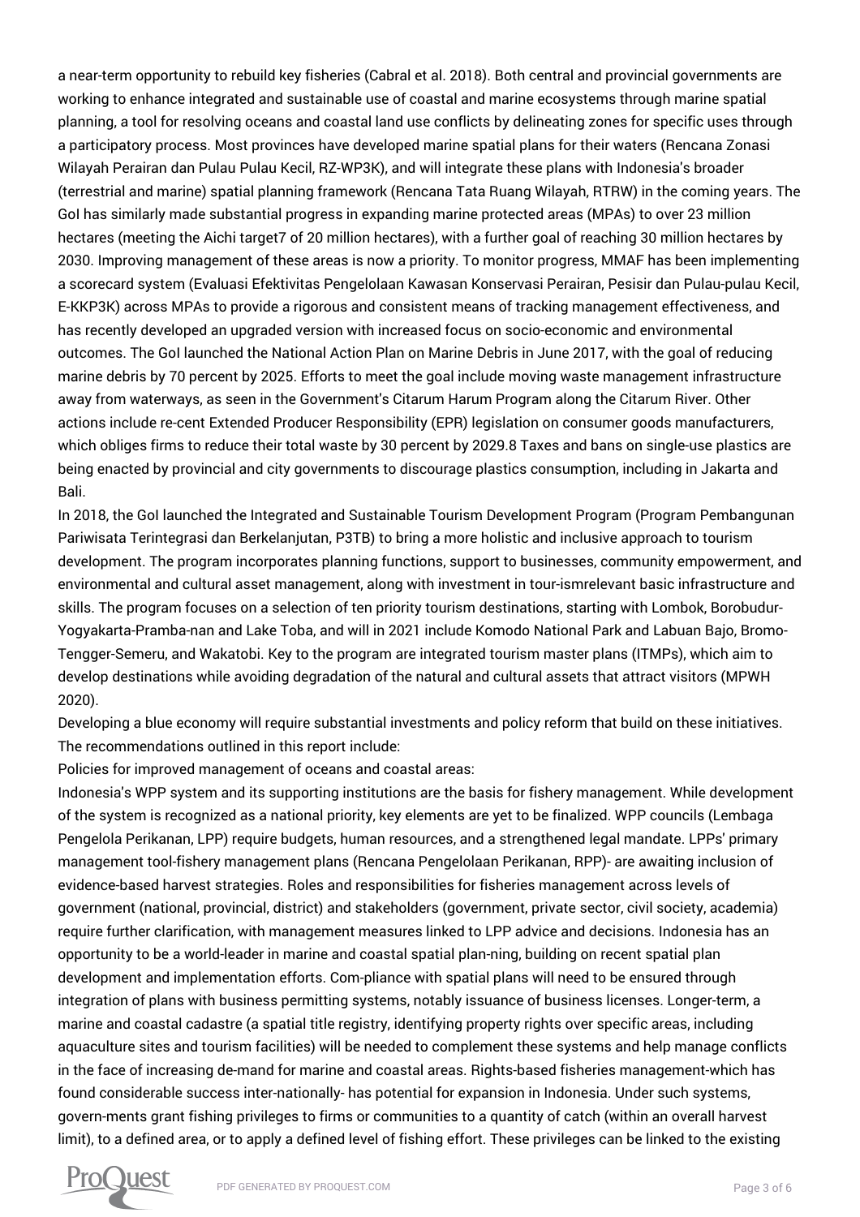a near-term opportunity to rebuild key fisheries (Cabral et al. 2018). Both central and provincial governments are working to enhance integrated and sustainable use of coastal and marine ecosystems through marine spatial planning, a tool for resolving oceans and coastal land use conflicts by delineating zones for specific uses through a participatory process. Most provinces have developed marine spatial plans for their waters (Rencana Zonasi Wilayah Perairan dan Pulau Pulau Kecil, RZ-WP3K), and will integrate these plans with Indonesia's broader (terrestrial and marine) spatial planning framework (Rencana Tata Ruang Wilayah, RTRW) in the coming years. The GoI has similarly made substantial progress in expanding marine protected areas (MPAs) to over 23 million hectares (meeting the Aichi target7 of 20 million hectares), with a further goal of reaching 30 million hectares by 2030. Improving management of these areas is now a priority. To monitor progress, MMAF has been implementing a scorecard system (Evaluasi Efektivitas Pengelolaan Kawasan Konservasi Perairan, Pesisir dan Pulau-pulau Kecil, E-KKP3K) across MPAs to provide a rigorous and consistent means of tracking management effectiveness, and has recently developed an upgraded version with increased focus on socio-economic and environmental outcomes. The GoI launched the National Action Plan on Marine Debris in June 2017, with the goal of reducing marine debris by 70 percent by 2025. Efforts to meet the goal include moving waste management infrastructure away from waterways, as seen in the Government's Citarum Harum Program along the Citarum River. Other actions include re-cent Extended Producer Responsibility (EPR) legislation on consumer goods manufacturers, which obliges firms to reduce their total waste by 30 percent by 2029.8 Taxes and bans on single-use plastics are being enacted by provincial and city governments to discourage plastics consumption, including in Jakarta and Bali.

In 2018, the GoI launched the Integrated and Sustainable Tourism Development Program (Program Pembangunan Pariwisata Terintegrasi dan Berkelanjutan, P3TB) to bring a more holistic and inclusive approach to tourism development. The program incorporates planning functions, support to businesses, community empowerment, and environmental and cultural asset management, along with investment in tour-ismrelevant basic infrastructure and skills. The program focuses on a selection of ten priority tourism destinations, starting with Lombok, Borobudur-Yogyakarta-Pramba-nan and Lake Toba, and will in 2021 include Komodo National Park and Labuan Bajo, Bromo-Tengger-Semeru, and Wakatobi. Key to the program are integrated tourism master plans (ITMPs), which aim to develop destinations while avoiding degradation of the natural and cultural assets that attract visitors (MPWH 2020).

Developing a blue economy will require substantial investments and policy reform that build on these initiatives. The recommendations outlined in this report include:

Policies for improved management of oceans and coastal areas:

Indonesia's WPP system and its supporting institutions are the basis for fishery management. While development of the system is recognized as a national priority, key elements are yet to be finalized. WPP councils (Lembaga Pengelola Perikanan, LPP) require budgets, human resources, and a strengthened legal mandate. LPPs' primary management tool-fishery management plans (Rencana Pengelolaan Perikanan, RPP)- are awaiting inclusion of evidence-based harvest strategies. Roles and responsibilities for fisheries management across levels of government (national, provincial, district) and stakeholders (government, private sector, civil society, academia) require further clarification, with management measures linked to LPP advice and decisions. Indonesia has an opportunity to be a world-leader in marine and coastal spatial plan-ning, building on recent spatial plan development and implementation efforts. Com-pliance with spatial plans will need to be ensured through integration of plans with business permitting systems, notably issuance of business licenses. Longer-term, a marine and coastal cadastre (a spatial title registry, identifying property rights over specific areas, including aquaculture sites and tourism facilities) will be needed to complement these systems and help manage conflicts in the face of increasing de-mand for marine and coastal areas. Rights-based fisheries management-which has found considerable success inter-nationally- has potential for expansion in Indonesia. Under such systems, govern-ments grant fishing privileges to firms or communities to a quantity of catch (within an overall harvest limit), to a defined area, or to apply a defined level of fishing effort. These privileges can be linked to the existing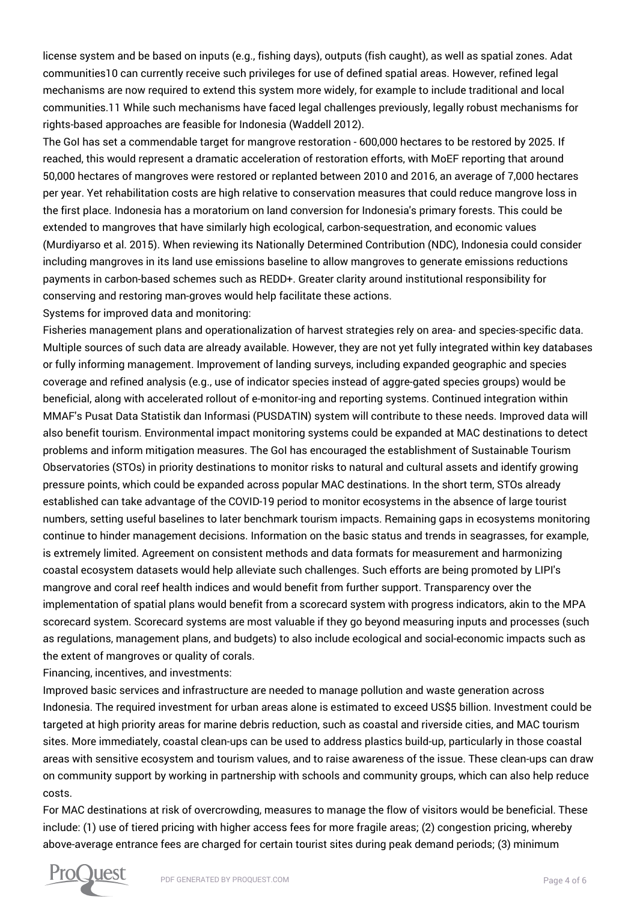license system and be based on inputs (e.g., fishing days), outputs (fish caught), as well as spatial zones. Adat communities10 can currently receive such privileges for use of defined spatial areas. However, refined legal mechanisms are now required to extend this system more widely, for example to include traditional and local communities.11 While such mechanisms have faced legal challenges previously, legally robust mechanisms for rights-based approaches are feasible for Indonesia (Waddell 2012).

The GoI has set a commendable target for mangrove restoration - 600,000 hectares to be restored by 2025. If reached, this would represent a dramatic acceleration of restoration efforts, with MoEF reporting that around 50,000 hectares of mangroves were restored or replanted between 2010 and 2016, an average of 7,000 hectares per year. Yet rehabilitation costs are high relative to conservation measures that could reduce mangrove loss in the first place. Indonesia has a moratorium on land conversion for Indonesia's primary forests. This could be extended to mangroves that have similarly high ecological, carbon-sequestration, and economic values (Murdiyarso et al. 2015). When reviewing its Nationally Determined Contribution (NDC), Indonesia could consider including mangroves in its land use emissions baseline to allow mangroves to generate emissions reductions payments in carbon-based schemes such as REDD+. Greater clarity around institutional responsibility for conserving and restoring man-groves would help facilitate these actions.

Systems for improved data and monitoring:

Fisheries management plans and operationalization of harvest strategies rely on area- and species-specific data. Multiple sources of such data are already available. However, they are not yet fully integrated within key databases or fully informing management. Improvement of landing surveys, including expanded geographic and species coverage and refined analysis (e.g., use of indicator species instead of aggre-gated species groups) would be beneficial, along with accelerated rollout of e-monitor-ing and reporting systems. Continued integration within MMAF's Pusat Data Statistik dan Informasi (PUSDATIN) system will contribute to these needs. Improved data will also benefit tourism. Environmental impact monitoring systems could be expanded at MAC destinations to detect problems and inform mitigation measures. The GoI has encouraged the establishment of Sustainable Tourism Observatories (STOs) in priority destinations to monitor risks to natural and cultural assets and identify growing pressure points, which could be expanded across popular MAC destinations. In the short term, STOs already established can take advantage of the COVID-19 period to monitor ecosystems in the absence of large tourist numbers, setting useful baselines to later benchmark tourism impacts. Remaining gaps in ecosystems monitoring continue to hinder management decisions. Information on the basic status and trends in seagrasses, for example, is extremely limited. Agreement on consistent methods and data formats for measurement and harmonizing coastal ecosystem datasets would help alleviate such challenges. Such efforts are being promoted by LIPI's mangrove and coral reef health indices and would benefit from further support. Transparency over the implementation of spatial plans would benefit from a scorecard system with progress indicators, akin to the MPA scorecard system. Scorecard systems are most valuable if they go beyond measuring inputs and processes (such as regulations, management plans, and budgets) to also include ecological and social-economic impacts such as the extent of mangroves or quality of corals.

Financing, incentives, and investments:

Improved basic services and infrastructure are needed to manage pollution and waste generation across Indonesia. The required investment for urban areas alone is estimated to exceed US$5 billion. Investment could be targeted at high priority areas for marine debris reduction, such as coastal and riverside cities, and MAC tourism sites. More immediately, coastal clean-ups can be used to address plastics build-up, particularly in those coastal areas with sensitive ecosystem and tourism values, and to raise awareness of the issue. These clean-ups can draw on community support by working in partnership with schools and community groups, which can also help reduce costs.

For MAC destinations at risk of overcrowding, measures to manage the flow of visitors would be beneficial. These include: (1) use of tiered pricing with higher access fees for more fragile areas; (2) congestion pricing, whereby above-average entrance fees are charged for certain tourist sites during peak demand periods; (3) minimum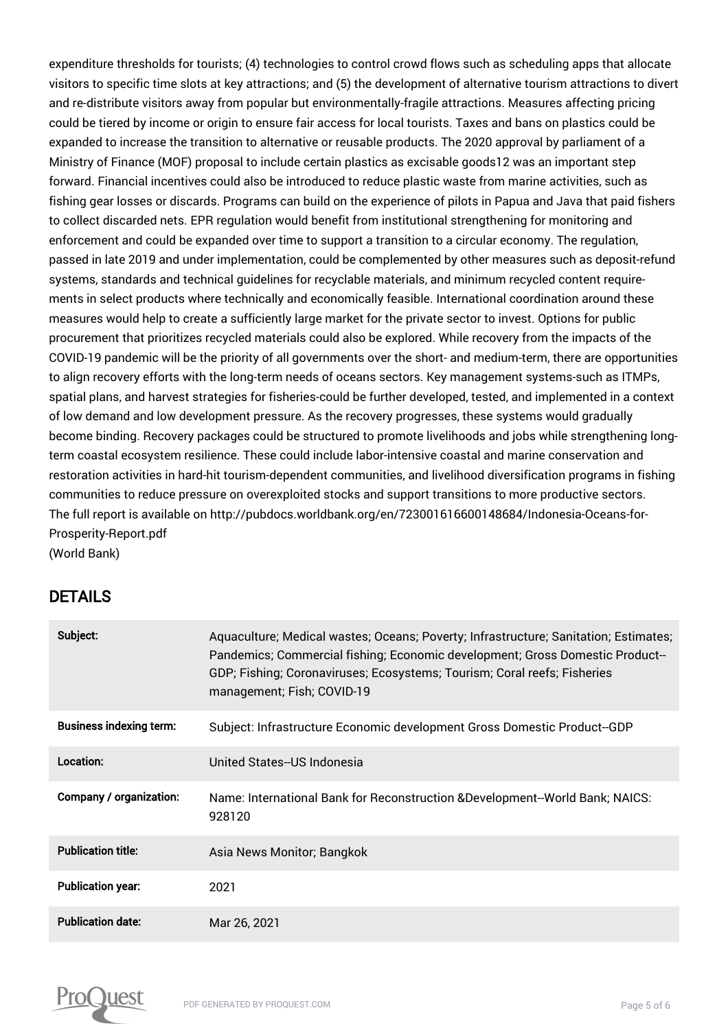expenditure thresholds for tourists; (4) technologies to control crowd flows such as scheduling apps that allocate visitors to specific time slots at key attractions; and (5) the development of alternative tourism attractions to divert and re-distribute visitors away from popular but environmentally-fragile attractions. Measures affecting pricing could be tiered by income or origin to ensure fair access for local tourists. Taxes and bans on plastics could be expanded to increase the transition to alternative or reusable products. The 2020 approval by parliament of a Ministry of Finance (MOF) proposal to include certain plastics as excisable goods12 was an important step forward. Financial incentives could also be introduced to reduce plastic waste from marine activities, such as fishing gear losses or discards. Programs can build on the experience of pilots in Papua and Java that paid fishers to collect discarded nets. EPR regulation would benefit from institutional strengthening for monitoring and enforcement and could be expanded over time to support a transition to a circular economy. The regulation, passed in late 2019 and under implementation, could be complemented by other measures such as deposit-refund systems, standards and technical guidelines for recyclable materials, and minimum recycled content requirements in select products where technically and economically feasible. International coordination around these measures would help to create a sufficiently large market for the private sector to invest. Options for public procurement that prioritizes recycled materials could also be explored. While recovery from the impacts of the COVID-19 pandemic will be the priority of all governments over the short- and medium-term, there are opportunities to align recovery efforts with the long-term needs of oceans sectors. Key management systems-such as ITMPs, spatial plans, and harvest strategies for fisheries-could be further developed, tested, and implemented in a context of low demand and low development pressure. As the recovery progresses, these systems would gradually become binding. Recovery packages could be structured to promote livelihoods and jobs while strengthening long-term coastal ecosystem resilience. These could include labor-intensive coastal and marine conservation and restoration activities in hard-hit tourism-dependent communities, and livelihood diversification programs in fishing communities to reduce pressure on overexploited stocks and support transitions to more productive sectors.
The full report is available on http://pubdocs.worldbank.org/en/723001616600148684/Indonesia-Oceans-for-Prosperity-Report.pdf
(World Bank)

## DETAILS

| | |
|---|---|
| **Subject:** | Aquaculture; Medical wastes; Oceans; Poverty; Infrastructure; Sanitation; Estimates; Pandemics; Commercial fishing; Economic development; Gross Domestic Product--GDP; Fishing; Coronaviruses; Ecosystems; Tourism; Coral reefs; Fisheries management; Fish; COVID-19 |
| **Business indexing term:** | Subject: Infrastructure Economic development Gross Domestic Product--GDP |
| **Location:** | United States--US Indonesia |
| **Company / organization:** | Name: International Bank for Reconstruction &Development--World Bank; NAICS: 928120 |
| **Publication title:** | Asia News Monitor; Bangkok |
| **Publication year:** | 2021 |
| **Publication date:** | Mar 26, 2021 |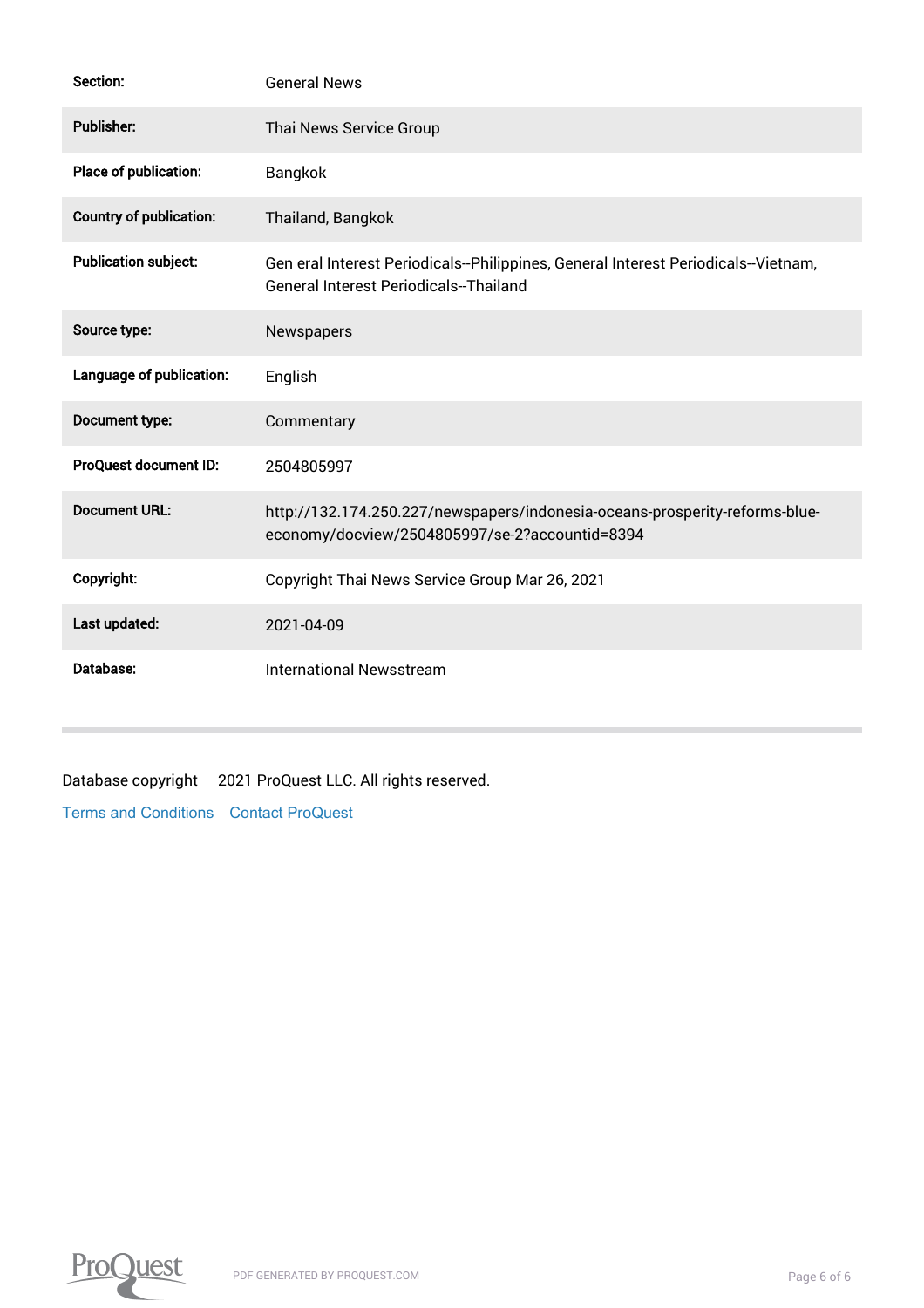| | |
|---|---|
| **Section:** | General News |
| **Publisher:** | Thai News Service Group |
| **Place of publication:** | Bangkok |
| **Country of publication:** | Thailand, Bangkok |
| **Publication subject:** | Gen eral Interest Periodicals--Philippines, General Interest Periodicals--Vietnam, General Interest Periodicals--Thailand |
| **Source type:** | Newspapers |
| **Language of publication:** | English |
| **Document type:** | Commentary |
| **ProQuest document ID:** | 2504805997 |
| **Document URL:** | http://132.174.250.227/newspapers/indonesia-oceans-prosperity-reforms-blue-economy/docview/2504805997/se-2?accountid=8394 |
| **Copyright:** | Copyright Thai News Service Group Mar 26, 2021 |
| **Last updated:** | 2021-04-09 |
| **Database:** | International Newsstream |

Database copyright 2021 ProQuest LLC. All rights reserved.

Terms and Conditions Contact ProQuest